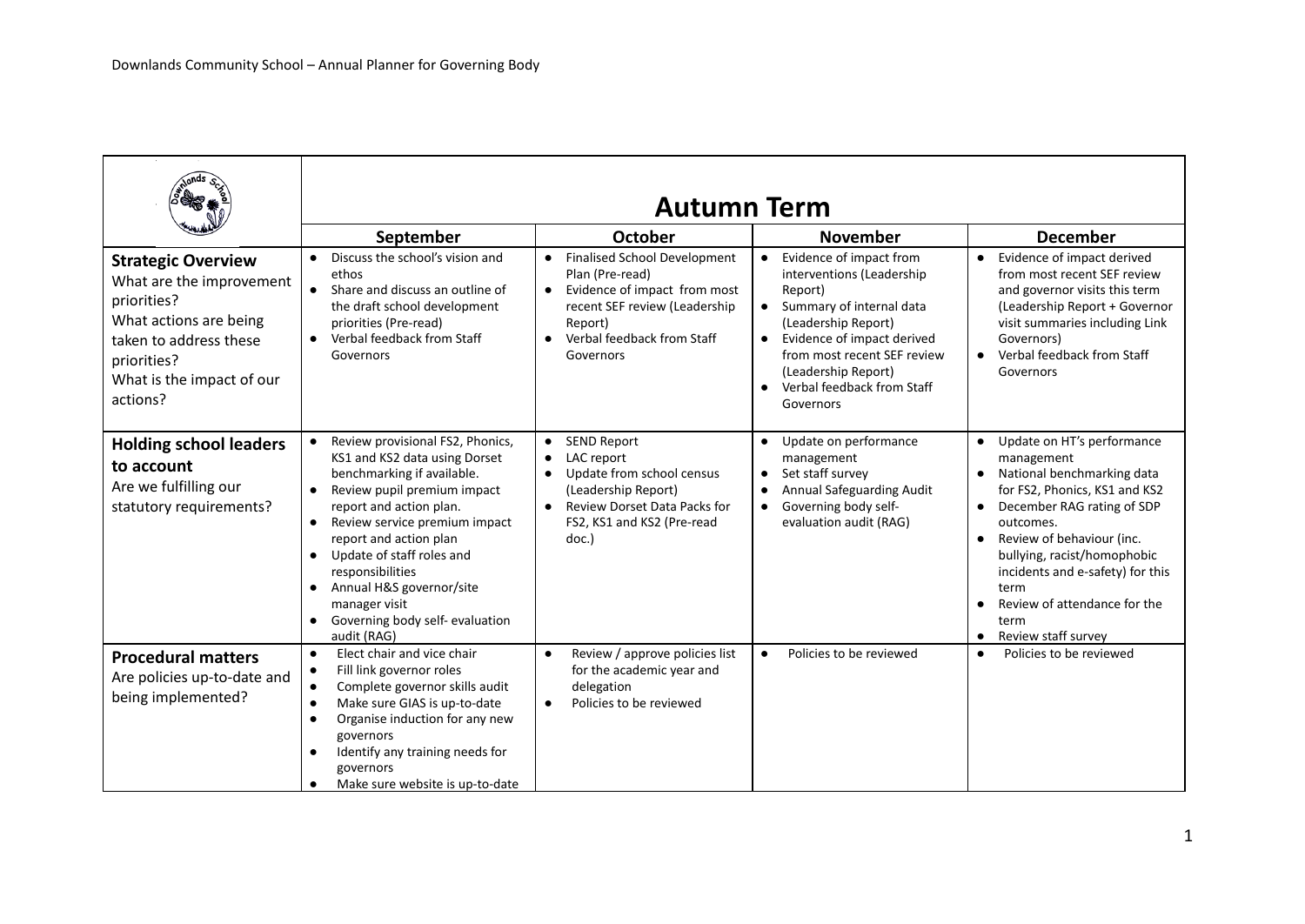Downlands Community School – Annual Planner for Governing Body

| | Autumn Term | | | |
|---|---|---|---|---|
| | **September** | **October** | **November** | **December** |
| **Strategic Overview**<br>What are the improvement priorities?<br>What actions are being taken to address these priorities?<br>What is the impact of our actions? | • Discuss the school's vision and ethos<br>• Share and discuss an outline of the draft school development priorities (Pre-read)<br>• Verbal feedback from Staff Governors | • Finalised School Development Plan (Pre-read)<br>• Evidence of impact from most recent SEF review (Leadership Report)<br>• Verbal feedback from Staff Governors | • Evidence of impact from interventions (Leadership Report)<br>• Summary of internal data (Leadership Report)<br>• Evidence of impact derived from most recent SEF review (Leadership Report)<br>• Verbal feedback from Staff Governors | • Evidence of impact derived from most recent SEF review and governor visits this term (Leadership Report + Governor visit summaries including Link Governors)<br>• Verbal feedback from Staff Governors |
| **Holding school leaders to account**<br>Are we fulfilling our statutory requirements? | • Review provisional FS2, Phonics, KS1 and KS2 data using Dorset benchmarking if available.<br>• Review pupil premium impact report and action plan.<br>• Review service premium impact report and action plan<br>• Update of staff roles and responsibilities<br>• Annual H&S governor/site manager visit<br>• Governing body self- evaluation audit (RAG) | • SEND Report<br>• LAC report<br>• Update from school census (Leadership Report)<br>• Review Dorset Data Packs for FS2, KS1 and KS2 (Pre-read doc.) | • Update on performance management<br>• Set staff survey<br>• Annual Safeguarding Audit<br>• Governing body self-evaluation audit (RAG) | • Update on HT's performance management<br>• National benchmarking data for FS2, Phonics, KS1 and KS2<br>• December RAG rating of SDP outcomes.<br>• Review of behaviour (inc. bullying, racist/homophobic incidents and e-safety) for this term<br>• Review of attendance for the term<br>• Review staff survey |
| **Procedural matters**<br>Are policies up-to-date and being implemented? | • Elect chair and vice chair<br>• Fill link governor roles<br>• Complete governor skills audit<br>• Make sure GIAS is up-to-date<br>• Organise induction for any new governors<br>• Identify any training needs for governors<br>• Make sure website is up-to-date | • Review / approve policies list for the academic year and delegation<br>• Policies to be reviewed | • Policies to be reviewed | • Policies to be reviewed |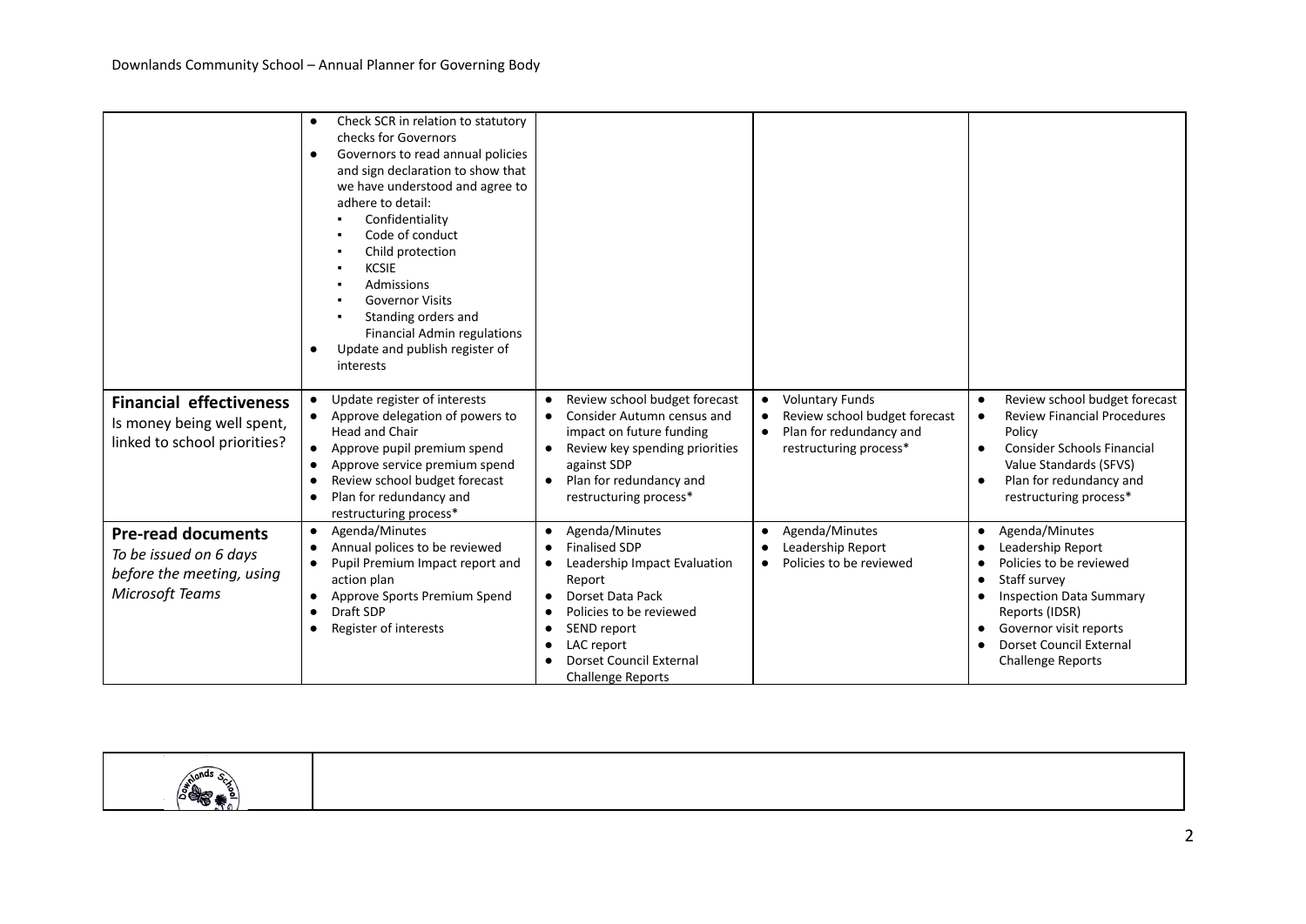| | | | | |
|---|---|---|---|---|
| | • Check SCR in relation to statutory checks for Governors<br>• Governors to read annual policies and sign declaration to show that we have understood and agree to adhere to detail:<br>▪ Confidentiality<br>▪ Code of conduct<br>▪ Child protection<br>▪ KCSIE<br>▪ Admissions<br>▪ Governor Visits<br>▪ Standing orders and Financial Admin regulations<br>• Update and publish register of interests | | | |
| **Financial effectiveness**<br>Is money being well spent, linked to school priorities? | • Update register of interests<br>• Approve delegation of powers to Head and Chair<br>• Approve pupil premium spend<br>• Approve service premium spend<br>• Review school budget forecast<br>• Plan for redundancy and restructuring process* | • Review school budget forecast<br>• Consider Autumn census and impact on future funding<br>• Review key spending priorities against SDP<br>• Plan for redundancy and restructuring process* | • Voluntary Funds<br>• Review school budget forecast<br>• Plan for redundancy and restructuring process* | • Review school budget forecast<br>• Review Financial Procedures Policy<br>• Consider Schools Financial Value Standards (SFVS)<br>• Plan for redundancy and restructuring process* |
| **Pre-read documents**<br>*To be issued on 6 days before the meeting, using Microsoft Teams* | • Agenda/Minutes<br>• Annual polices to be reviewed<br>• Pupil Premium Impact report and action plan<br>• Approve Sports Premium Spend<br>• Draft SDP<br>• Register of interests | • Agenda/Minutes<br>• Finalised SDP<br>• Leadership Impact Evaluation Report<br>• Dorset Data Pack<br>• Policies to be reviewed<br>• SEND report<br>• LAC report<br>• Dorset Council External Challenge Reports | • Agenda/Minutes<br>• Leadership Report<br>• Policies to be reviewed | • Agenda/Minutes<br>• Leadership Report<br>• Policies to be reviewed<br>• Staff survey<br>• Inspection Data Summary Reports (IDSR)<br>• Governor visit reports<br>• Dorset Council External Challenge Reports |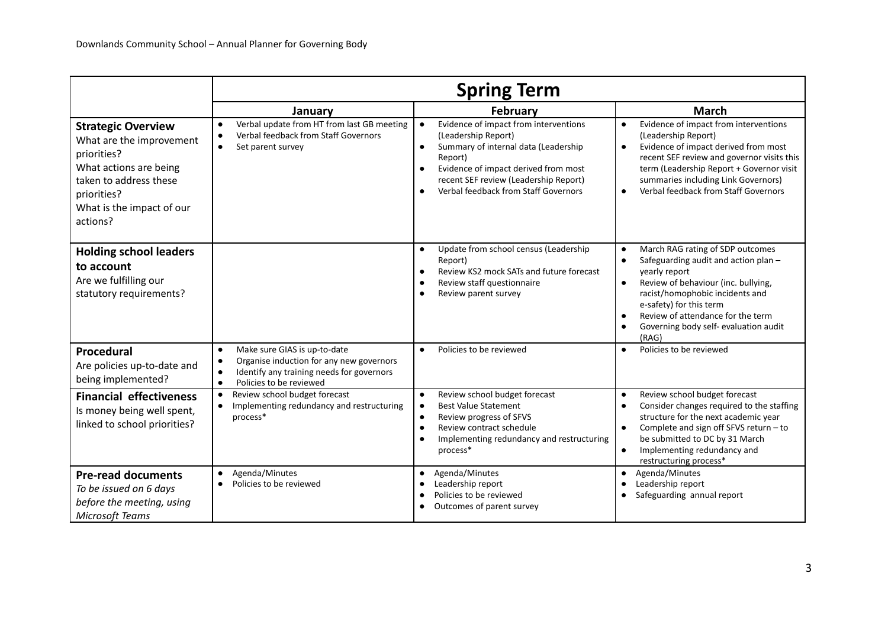| | Spring Term | | |
|---|---|---|---|
| | **January** | **February** | **March** |
| **Strategic Overview**<br>What are the improvement priorities?<br>What actions are being taken to address these priorities?<br>What is the impact of our actions? | • Verbal update from HT from last GB meeting<br>• Verbal feedback from Staff Governors<br>• Set parent survey | • Evidence of impact from interventions (Leadership Report)<br>• Summary of internal data (Leadership Report)<br>• Evidence of impact derived from most recent SEF review (Leadership Report)<br>• Verbal feedback from Staff Governors | • Evidence of impact from interventions (Leadership Report)<br>• Evidence of impact derived from most recent SEF review and governor visits this term (Leadership Report + Governor visit summaries including Link Governors)<br>• Verbal feedback from Staff Governors |
| **Holding school leaders to account**<br>Are we fulfilling our statutory requirements? | | • Update from school census (Leadership Report)<br>• Review KS2 mock SATs and future forecast<br>• Review staff questionnaire<br>• Review parent survey | • March RAG rating of SDP outcomes<br>• Safeguarding audit and action plan – yearly report<br>• Review of behaviour (inc. bullying, racist/homophobic incidents and e-safety) for this term<br>• Review of attendance for the term<br>• Governing body self- evaluation audit (RAG) |
| **Procedural**<br>Are policies up-to-date and being implemented? | • Make sure GIAS is up-to-date<br>• Organise induction for any new governors<br>• Identify any training needs for governors<br>• Policies to be reviewed | • Policies to be reviewed | • Policies to be reviewed |
| **Financial effectiveness**<br>Is money being well spent, linked to school priorities? | • Review school budget forecast<br>• Implementing redundancy and restructuring process* | • Review school budget forecast<br>• Best Value Statement<br>• Review progress of SFVS<br>• Review contract schedule<br>• Implementing redundancy and restructuring process* | • Review school budget forecast<br>• Consider changes required to the staffing structure for the next academic year<br>• Complete and sign off SFVS return – to be submitted to DC by 31 March<br>• Implementing redundancy and restructuring process* |
| **Pre-read documents**<br>*To be issued on 6 days before the meeting, using Microsoft Teams* | • Agenda/Minutes<br>• Policies to be reviewed | • Agenda/Minutes<br>• Leadership report<br>• Policies to be reviewed<br>• Outcomes of parent survey | • Agenda/Minutes<br>• Leadership report<br>• Safeguarding annual report |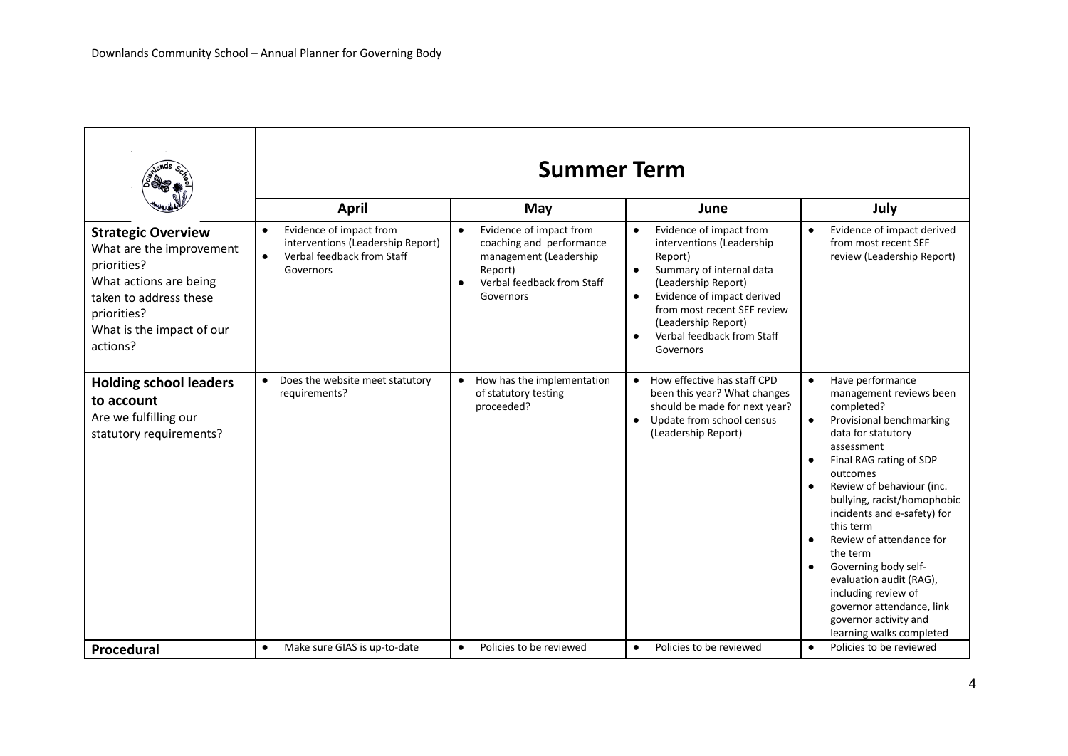| | Summer Term | | | |
|---|---|---|---|---|
| | **April** | **May** | **June** | **July** |
| **Strategic Overview**<br>What are the improvement priorities?<br>What actions are being taken to address these priorities?<br>What is the impact of our actions? | • Evidence of impact from interventions (Leadership Report)<br>• Verbal feedback from Staff Governors | • Evidence of impact from coaching and performance management (Leadership Report)<br>• Verbal feedback from Staff Governors | • Evidence of impact from interventions (Leadership Report)<br>• Summary of internal data (Leadership Report)<br>• Evidence of impact derived from most recent SEF review (Leadership Report)<br>• Verbal feedback from Staff Governors | • Evidence of impact derived from most recent SEF review (Leadership Report) |
| **Holding school leaders to account**<br>Are we fulfilling our statutory requirements? | • Does the website meet statutory requirements? | • How has the implementation of statutory testing proceeded? | • How effective has staff CPD been this year? What changes should be made for next year?<br>• Update from school census (Leadership Report) | • Have performance management reviews been completed?<br>• Provisional benchmarking data for statutory assessment<br>• Final RAG rating of SDP outcomes<br>• Review of behaviour (inc. bullying, racist/homophobic incidents and e-safety) for this term<br>• Review of attendance for the term<br>• Governing body self-evaluation audit (RAG), including review of governor attendance, link governor activity and learning walks completed |
| **Procedural** | • Make sure GIAS is up-to-date | • Policies to be reviewed | • Policies to be reviewed | • Policies to be reviewed |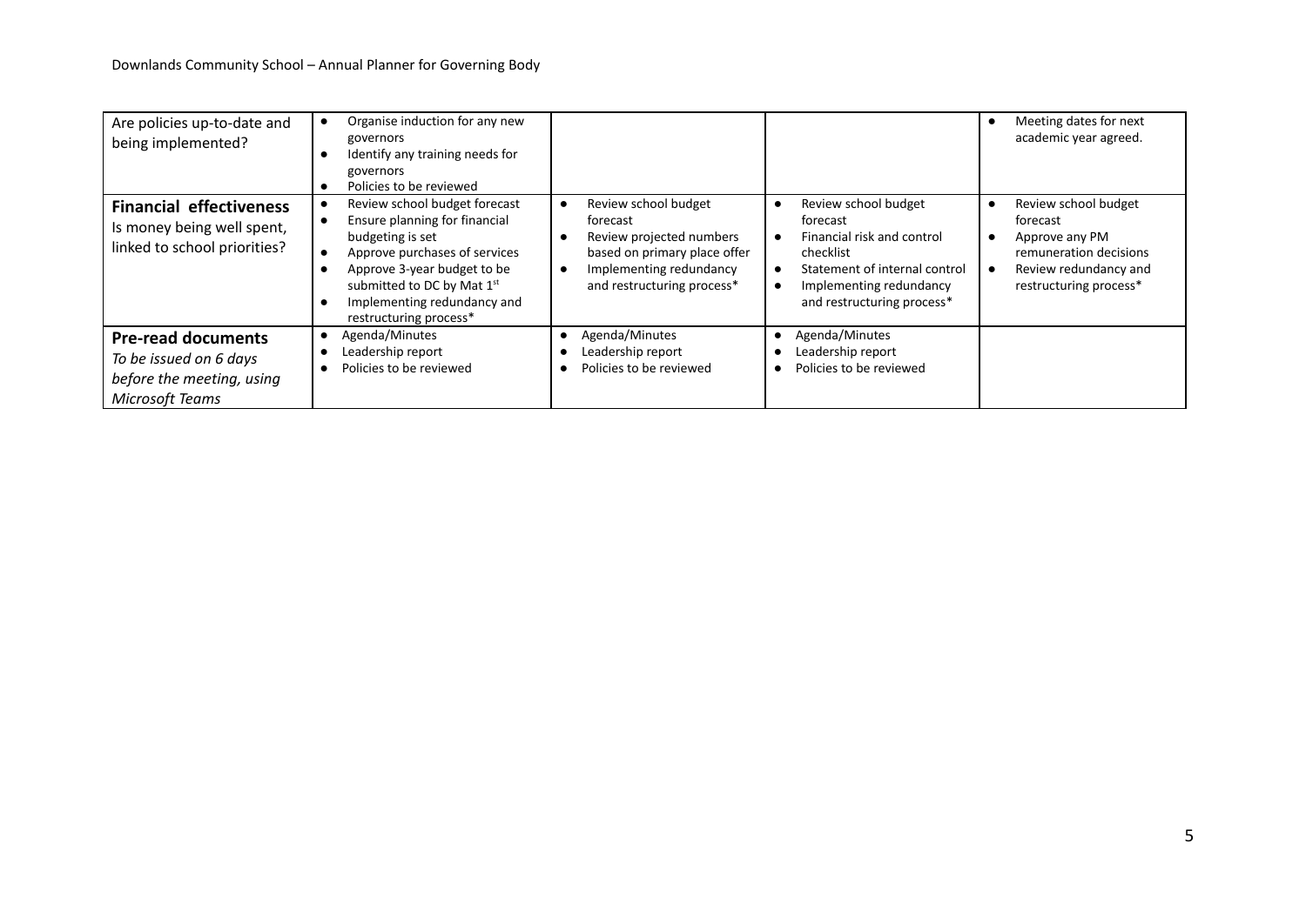| | | | | |
|---|---|---|---|---|
| Are policies up-to-date and being implemented? | • Organise induction for any new governors<br>• Identify any training needs for governors<br>• Policies to be reviewed | | | • Meeting dates for next academic year agreed. |
| **Financial effectiveness**<br>Is money being well spent, linked to school priorities? | • Review school budget forecast<br>• Ensure planning for financial budgeting is set<br>• Approve purchases of services<br>• Approve 3-year budget to be submitted to DC by Mat 1st<br>• Implementing redundancy and restructuring process* | • Review school budget forecast<br>• Review projected numbers based on primary place offer<br>• Implementing redundancy and restructuring process* | • Review school budget forecast<br>• Financial risk and control checklist<br>• Statement of internal control<br>• Implementing redundancy and restructuring process* | • Review school budget forecast<br>• Approve any PM remuneration decisions<br>• Review redundancy and restructuring process* |
| **Pre-read documents**<br>*To be issued on 6 days before the meeting, using Microsoft Teams* | • Agenda/Minutes<br>• Leadership report<br>• Policies to be reviewed | • Agenda/Minutes<br>• Leadership report<br>• Policies to be reviewed | • Agenda/Minutes<br>• Leadership report<br>• Policies to be reviewed | |